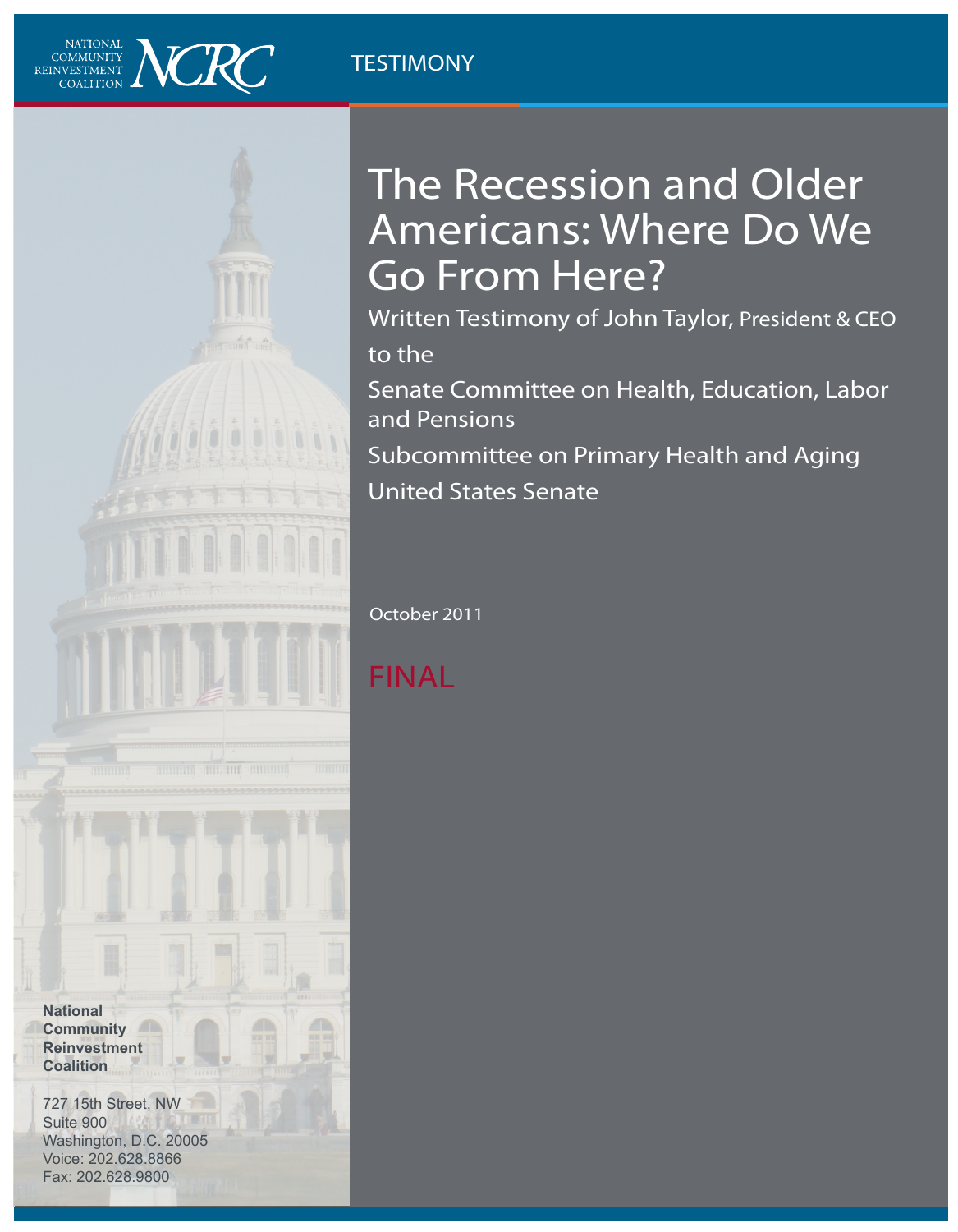NATIONAL COMMUNITY REINVESTMENT COALITION NCRC

TESTIMONY

# The Recession and Older Americans: Where Do We Go From Here?

Written Testimony of John Taylor, President & CEO

to the

Senate Committee on Health, Education, Labor and Pensions

Subcommittee on Primary Health and Aging

United States Senate

October 2011

FINAL

**National Community Reinvestment Coalition**

727 15th Street, NW
Suite 900
Washington, D.C. 20005
Voice: 202.628.8866
Fax: 202.628.9800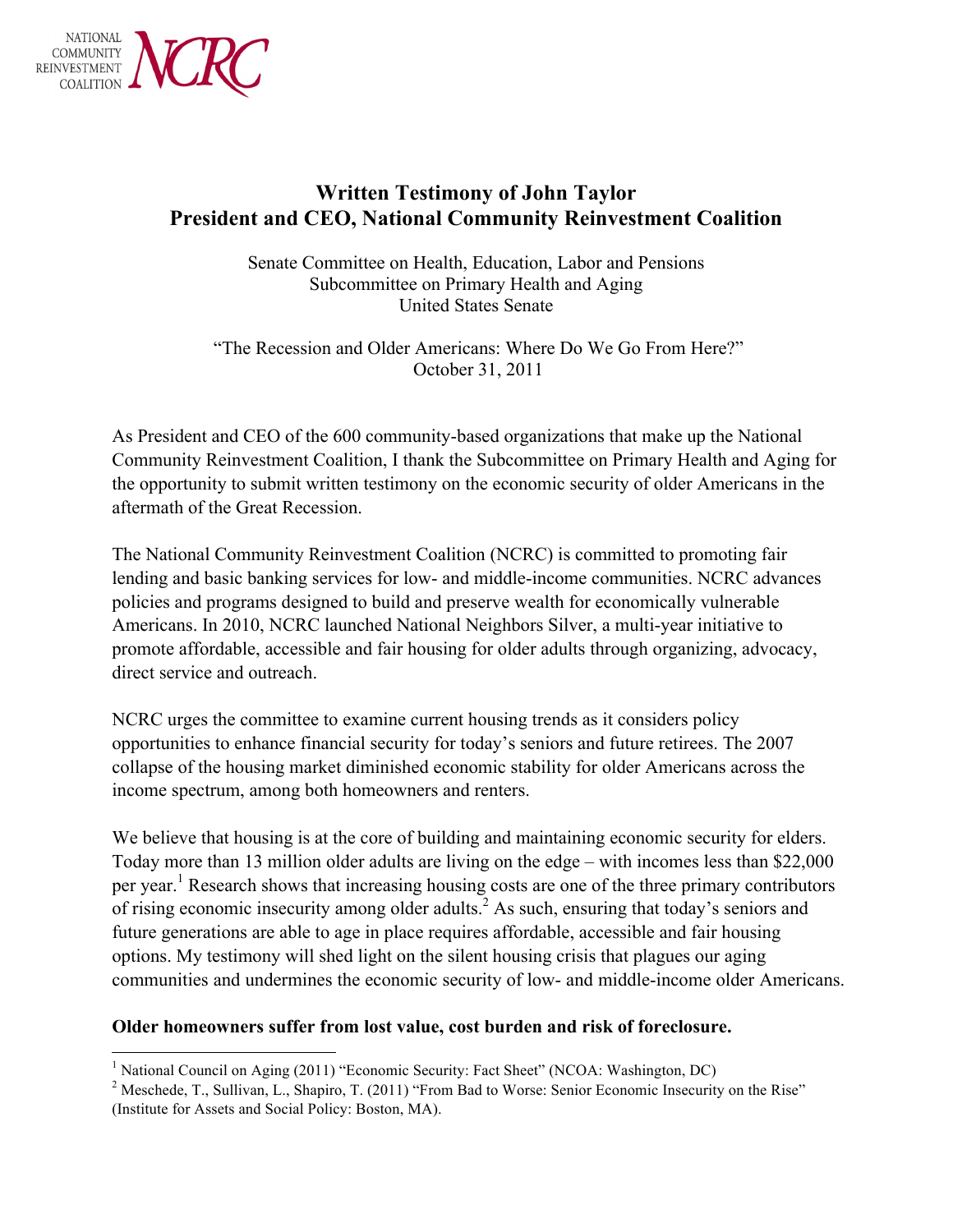# Written Testimony of John Taylor
# President and CEO, National Community Reinvestment Coalition

Senate Committee on Health, Education, Labor and Pensions
Subcommittee on Primary Health and Aging
United States Senate

"The Recession and Older Americans: Where Do We Go From Here?"
October 31, 2011

As President and CEO of the 600 community-based organizations that make up the National Community Reinvestment Coalition, I thank the Subcommittee on Primary Health and Aging for the opportunity to submit written testimony on the economic security of older Americans in the aftermath of the Great Recession.

The National Community Reinvestment Coalition (NCRC) is committed to promoting fair lending and basic banking services for low- and middle-income communities. NCRC advances policies and programs designed to build and preserve wealth for economically vulnerable Americans. In 2010, NCRC launched National Neighbors Silver, a multi-year initiative to promote affordable, accessible and fair housing for older adults through organizing, advocacy, direct service and outreach.

NCRC urges the committee to examine current housing trends as it considers policy opportunities to enhance financial security for today's seniors and future retirees. The 2007 collapse of the housing market diminished economic stability for older Americans across the income spectrum, among both homeowners and renters.

We believe that housing is at the core of building and maintaining economic security for elders. Today more than 13 million older adults are living on the edge – with incomes less than $22,000 per year.[1] Research shows that increasing housing costs are one of the three primary contributors of rising economic insecurity among older adults.[2] As such, ensuring that today's seniors and future generations are able to age in place requires affordable, accessible and fair housing options. My testimony will shed light on the silent housing crisis that plagues our aging communities and undermines the economic security of low- and middle-income older Americans.

**Older homeowners suffer from lost value, cost burden and risk of foreclosure.**

---

[1] National Council on Aging (2011) "Economic Security: Fact Sheet" (NCOA: Washington, DC)

[2] Meschede, T., Sullivan, L., Shapiro, T. (2011) "From Bad to Worse: Senior Economic Insecurity on the Rise" (Institute for Assets and Social Policy: Boston, MA).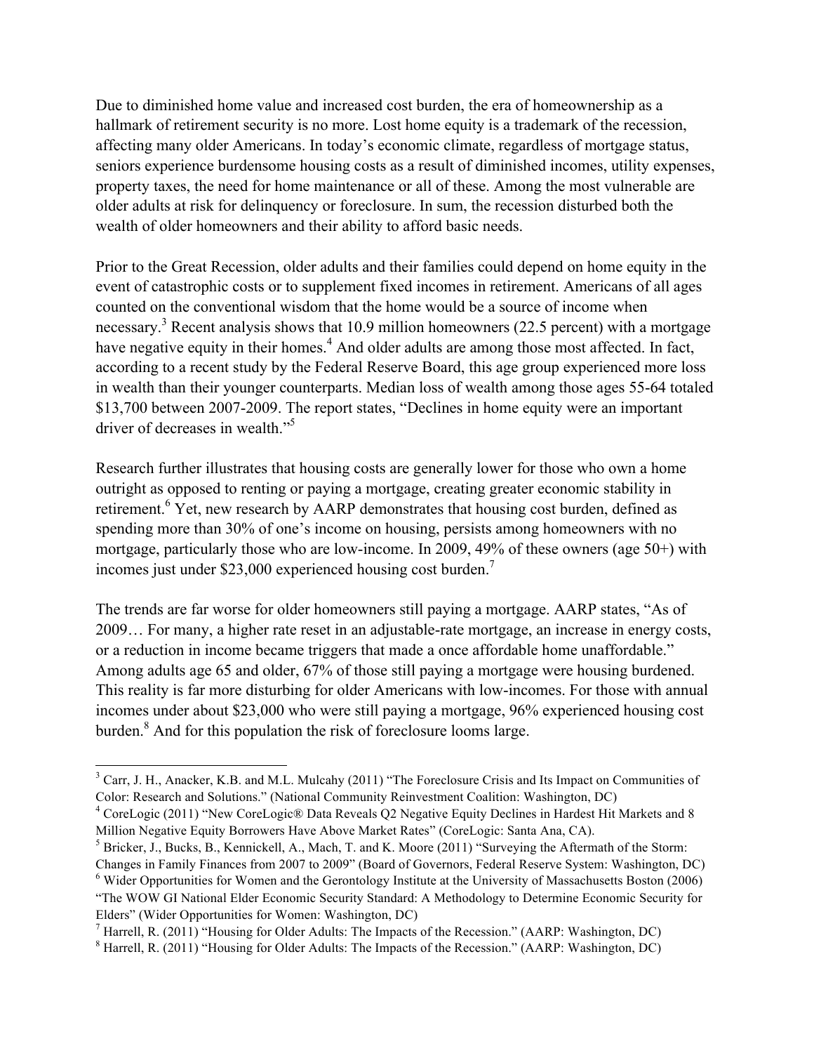Due to diminished home value and increased cost burden, the era of homeownership as a hallmark of retirement security is no more. Lost home equity is a trademark of the recession, affecting many older Americans. In today's economic climate, regardless of mortgage status, seniors experience burdensome housing costs as a result of diminished incomes, utility expenses, property taxes, the need for home maintenance or all of these. Among the most vulnerable are older adults at risk for delinquency or foreclosure. In sum, the recession disturbed both the wealth of older homeowners and their ability to afford basic needs.

Prior to the Great Recession, older adults and their families could depend on home equity in the event of catastrophic costs or to supplement fixed incomes in retirement. Americans of all ages counted on the conventional wisdom that the home would be a source of income when necessary.[3] Recent analysis shows that 10.9 million homeowners (22.5 percent) with a mortgage have negative equity in their homes.[4] And older adults are among those most affected. In fact, according to a recent study by the Federal Reserve Board, this age group experienced more loss in wealth than their younger counterparts. Median loss of wealth among those ages 55-64 totaled \$13,700 between 2007-2009. The report states, "Declines in home equity were an important driver of decreases in wealth."[5]

Research further illustrates that housing costs are generally lower for those who own a home outright as opposed to renting or paying a mortgage, creating greater economic stability in retirement.[6] Yet, new research by AARP demonstrates that housing cost burden, defined as spending more than 30% of one's income on housing, persists among homeowners with no mortgage, particularly those who are low-income. In 2009, 49% of these owners (age 50+) with incomes just under \$23,000 experienced housing cost burden.[7]

The trends are far worse for older homeowners still paying a mortgage. AARP states, "As of 2009… For many, a higher rate reset in an adjustable-rate mortgage, an increase in energy costs, or a reduction in income became triggers that made a once affordable home unaffordable." Among adults age 65 and older, 67% of those still paying a mortgage were housing burdened. This reality is far more disturbing for older Americans with low-incomes. For those with annual incomes under about \$23,000 who were still paying a mortgage, 96% experienced housing cost burden.[8] And for this population the risk of foreclosure looms large.

---

[3] Carr, J. H., Anacker, K.B. and M.L. Mulcahy (2011) "The Foreclosure Crisis and Its Impact on Communities of Color: Research and Solutions." (National Community Reinvestment Coalition: Washington, DC)

[4] CoreLogic (2011) "New CoreLogic® Data Reveals Q2 Negative Equity Declines in Hardest Hit Markets and 8 Million Negative Equity Borrowers Have Above Market Rates" (CoreLogic: Santa Ana, CA).

[5] Bricker, J., Bucks, B., Kennickell, A., Mach, T. and K. Moore (2011) "Surveying the Aftermath of the Storm: Changes in Family Finances from 2007 to 2009" (Board of Governors, Federal Reserve System: Washington, DC)

[6] Wider Opportunities for Women and the Gerontology Institute at the University of Massachusetts Boston (2006) "The WOW GI National Elder Economic Security Standard: A Methodology to Determine Economic Security for Elders" (Wider Opportunities for Women: Washington, DC)

[7] Harrell, R. (2011) "Housing for Older Adults: The Impacts of the Recession." (AARP: Washington, DC)

[8] Harrell, R. (2011) "Housing for Older Adults: The Impacts of the Recession." (AARP: Washington, DC)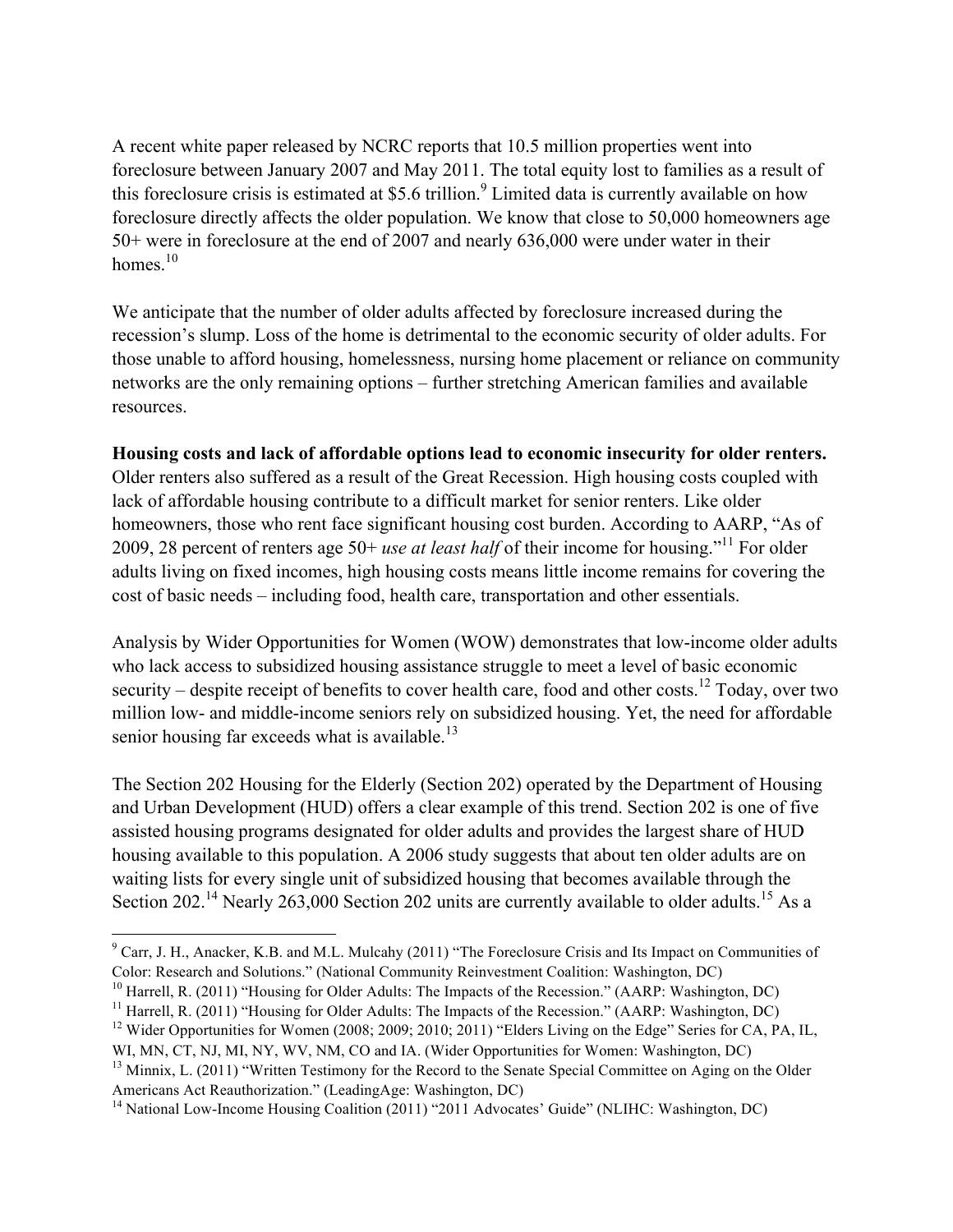A recent white paper released by NCRC reports that 10.5 million properties went into foreclosure between January 2007 and May 2011. The total equity lost to families as a result of this foreclosure crisis is estimated at $5.6 trillion.[9] Limited data is currently available on how foreclosure directly affects the older population. We know that close to 50,000 homeowners age 50+ were in foreclosure at the end of 2007 and nearly 636,000 were under water in their homes.[10]

We anticipate that the number of older adults affected by foreclosure increased during the recession's slump. Loss of the home is detrimental to the economic security of older adults. For those unable to afford housing, homelessness, nursing home placement or reliance on community networks are the only remaining options – further stretching American families and available resources.

**Housing costs and lack of affordable options lead to economic insecurity for older renters.** Older renters also suffered as a result of the Great Recession. High housing costs coupled with lack of affordable housing contribute to a difficult market for senior renters. Like older homeowners, those who rent face significant housing cost burden. According to AARP, "As of 2009, 28 percent of renters age 50+ *use at least half* of their income for housing."[11] For older adults living on fixed incomes, high housing costs means little income remains for covering the cost of basic needs – including food, health care, transportation and other essentials.

Analysis by Wider Opportunities for Women (WOW) demonstrates that low-income older adults who lack access to subsidized housing assistance struggle to meet a level of basic economic security – despite receipt of benefits to cover health care, food and other costs.[12] Today, over two million low- and middle-income seniors rely on subsidized housing. Yet, the need for affordable senior housing far exceeds what is available.[13]

The Section 202 Housing for the Elderly (Section 202) operated by the Department of Housing and Urban Development (HUD) offers a clear example of this trend. Section 202 is one of five assisted housing programs designated for older adults and provides the largest share of HUD housing available to this population. A 2006 study suggests that about ten older adults are on waiting lists for every single unit of subsidized housing that becomes available through the Section 202.[14] Nearly 263,000 Section 202 units are currently available to older adults.[15] As a

---

[9] Carr, J. H., Anacker, K.B. and M.L. Mulcahy (2011) "The Foreclosure Crisis and Its Impact on Communities of Color: Research and Solutions." (National Community Reinvestment Coalition: Washington, DC)

[10] Harrell, R. (2011) "Housing for Older Adults: The Impacts of the Recession." (AARP: Washington, DC)

[11] Harrell, R. (2011) "Housing for Older Adults: The Impacts of the Recession." (AARP: Washington, DC)

[12] Wider Opportunities for Women (2008; 2009; 2010; 2011) "Elders Living on the Edge" Series for CA, PA, IL, WI, MN, CT, NJ, MI, NY, WV, NM, CO and IA. (Wider Opportunities for Women: Washington, DC)

[13] Minnix, L. (2011) "Written Testimony for the Record to the Senate Special Committee on Aging on the Older Americans Act Reauthorization." (LeadingAge: Washington, DC)

[14] National Low-Income Housing Coalition (2011) "2011 Advocates' Guide" (NLIHC: Washington, DC)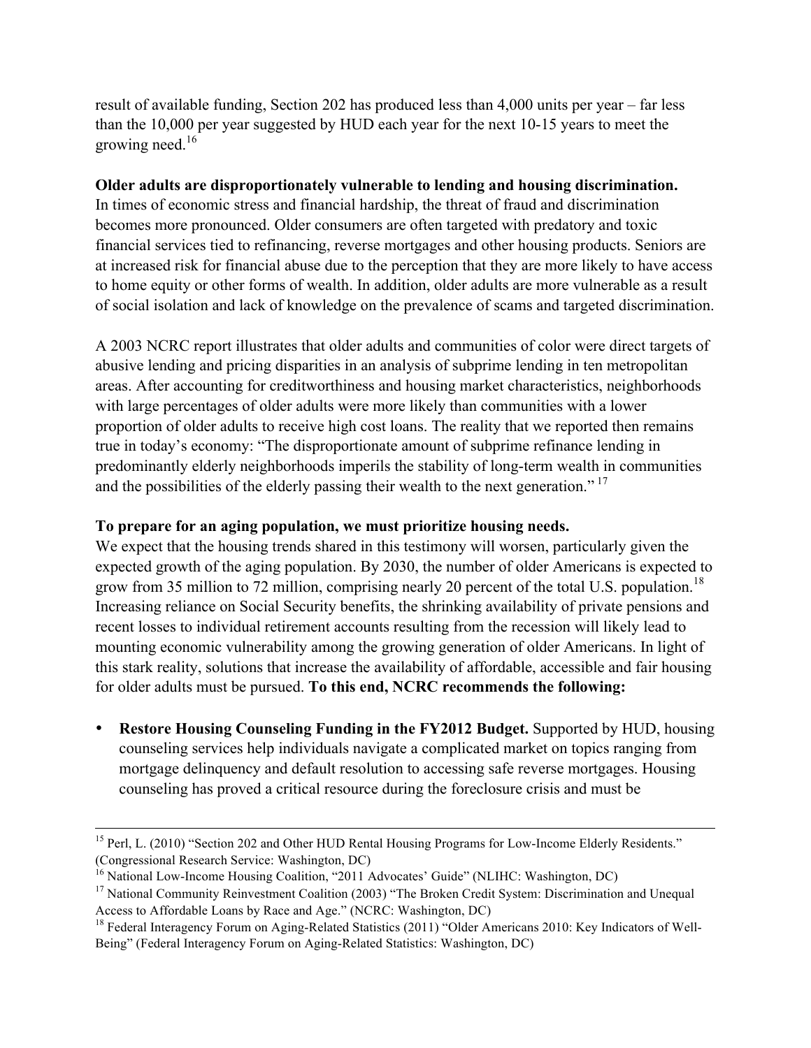result of available funding, Section 202 has produced less than 4,000 units per year – far less than the 10,000 per year suggested by HUD each year for the next 10-15 years to meet the growing need.[16]

**Older adults are disproportionately vulnerable to lending and housing discrimination.** In times of economic stress and financial hardship, the threat of fraud and discrimination becomes more pronounced. Older consumers are often targeted with predatory and toxic financial services tied to refinancing, reverse mortgages and other housing products. Seniors are at increased risk for financial abuse due to the perception that they are more likely to have access to home equity or other forms of wealth. In addition, older adults are more vulnerable as a result of social isolation and lack of knowledge on the prevalence of scams and targeted discrimination.

A 2003 NCRC report illustrates that older adults and communities of color were direct targets of abusive lending and pricing disparities in an analysis of subprime lending in ten metropolitan areas. After accounting for creditworthiness and housing market characteristics, neighborhoods with large percentages of older adults were more likely than communities with a lower proportion of older adults to receive high cost loans. The reality that we reported then remains true in today's economy: "The disproportionate amount of subprime refinance lending in predominantly elderly neighborhoods imperils the stability of long-term wealth in communities and the possibilities of the elderly passing their wealth to the next generation." [17]

**To prepare for an aging population, we must prioritize housing needs.**
We expect that the housing trends shared in this testimony will worsen, particularly given the expected growth of the aging population. By 2030, the number of older Americans is expected to grow from 35 million to 72 million, comprising nearly 20 percent of the total U.S. population.[18] Increasing reliance on Social Security benefits, the shrinking availability of private pensions and recent losses to individual retirement accounts resulting from the recession will likely lead to mounting economic vulnerability among the growing generation of older Americans. In light of this stark reality, solutions that increase the availability of affordable, accessible and fair housing for older adults must be pursued. **To this end, NCRC recommends the following:**

- **Restore Housing Counseling Funding in the FY2012 Budget.** Supported by HUD, housing counseling services help individuals navigate a complicated market on topics ranging from mortgage delinquency and default resolution to accessing safe reverse mortgages. Housing counseling has proved a critical resource during the foreclosure crisis and must be

---

[15] Perl, L. (2010) "Section 202 and Other HUD Rental Housing Programs for Low-Income Elderly Residents." (Congressional Research Service: Washington, DC)

[16] National Low-Income Housing Coalition, "2011 Advocates' Guide" (NLIHC: Washington, DC)

[17] National Community Reinvestment Coalition (2003) "The Broken Credit System: Discrimination and Unequal Access to Affordable Loans by Race and Age." (NCRC: Washington, DC)

[18] Federal Interagency Forum on Aging-Related Statistics (2011) "Older Americans 2010: Key Indicators of Well-Being" (Federal Interagency Forum on Aging-Related Statistics: Washington, DC)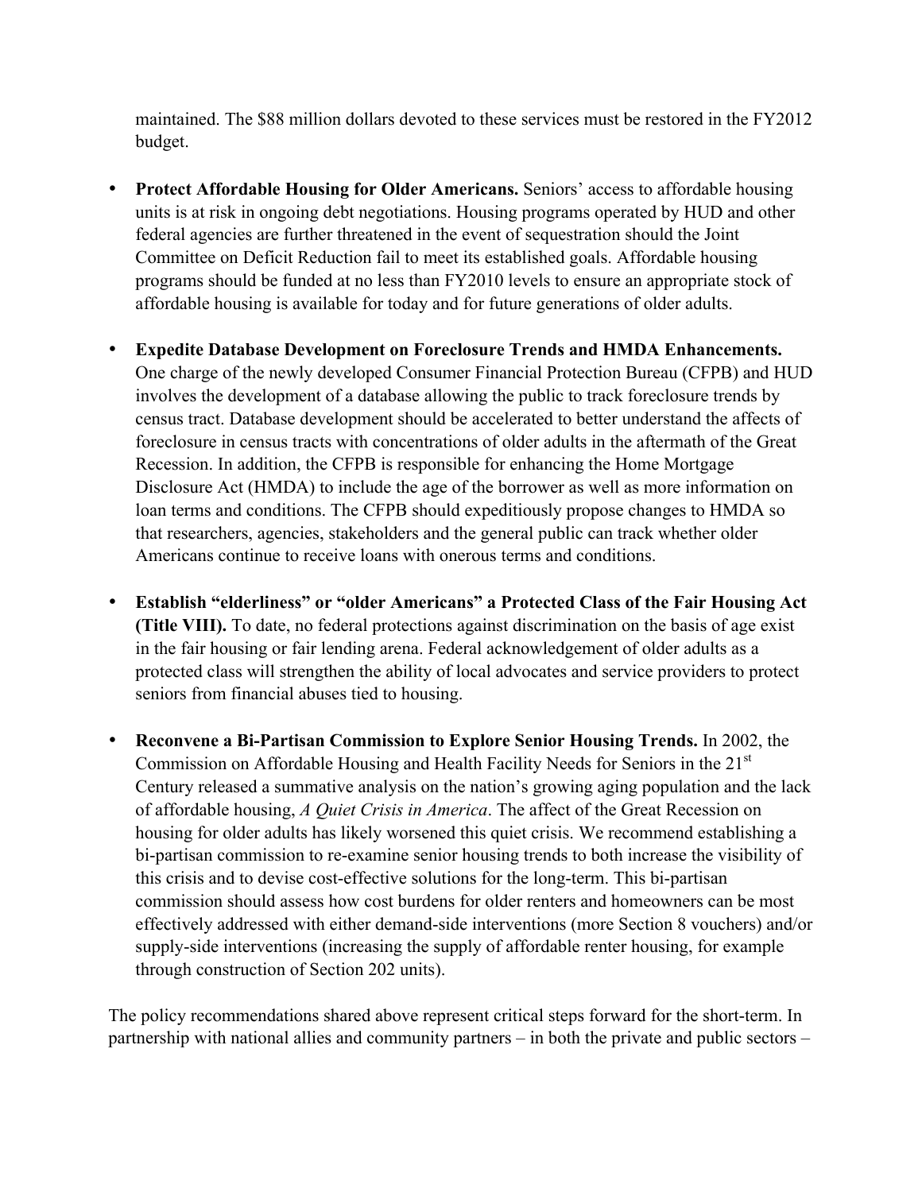maintained. The $88 million dollars devoted to these services must be restored in the FY2012 budget.

- **Protect Affordable Housing for Older Americans.** Seniors' access to affordable housing units is at risk in ongoing debt negotiations. Housing programs operated by HUD and other federal agencies are further threatened in the event of sequestration should the Joint Committee on Deficit Reduction fail to meet its established goals. Affordable housing programs should be funded at no less than FY2010 levels to ensure an appropriate stock of affordable housing is available for today and for future generations of older adults.

- **Expedite Database Development on Foreclosure Trends and HMDA Enhancements.** One charge of the newly developed Consumer Financial Protection Bureau (CFPB) and HUD involves the development of a database allowing the public to track foreclosure trends by census tract. Database development should be accelerated to better understand the affects of foreclosure in census tracts with concentrations of older adults in the aftermath of the Great Recession. In addition, the CFPB is responsible for enhancing the Home Mortgage Disclosure Act (HMDA) to include the age of the borrower as well as more information on loan terms and conditions. The CFPB should expeditiously propose changes to HMDA so that researchers, agencies, stakeholders and the general public can track whether older Americans continue to receive loans with onerous terms and conditions.

- **Establish "elderliness" or "older Americans" a Protected Class of the Fair Housing Act (Title VIII).** To date, no federal protections against discrimination on the basis of age exist in the fair housing or fair lending arena. Federal acknowledgement of older adults as a protected class will strengthen the ability of local advocates and service providers to protect seniors from financial abuses tied to housing.

- **Reconvene a Bi-Partisan Commission to Explore Senior Housing Trends.** In 2002, the Commission on Affordable Housing and Health Facility Needs for Seniors in the 21st Century released a summative analysis on the nation's growing aging population and the lack of affordable housing, *A Quiet Crisis in America*. The affect of the Great Recession on housing for older adults has likely worsened this quiet crisis. We recommend establishing a bi-partisan commission to re-examine senior housing trends to both increase the visibility of this crisis and to devise cost-effective solutions for the long-term. This bi-partisan commission should assess how cost burdens for older renters and homeowners can be most effectively addressed with either demand-side interventions (more Section 8 vouchers) and/or supply-side interventions (increasing the supply of affordable renter housing, for example through construction of Section 202 units).

The policy recommendations shared above represent critical steps forward for the short-term. In partnership with national allies and community partners – in both the private and public sectors –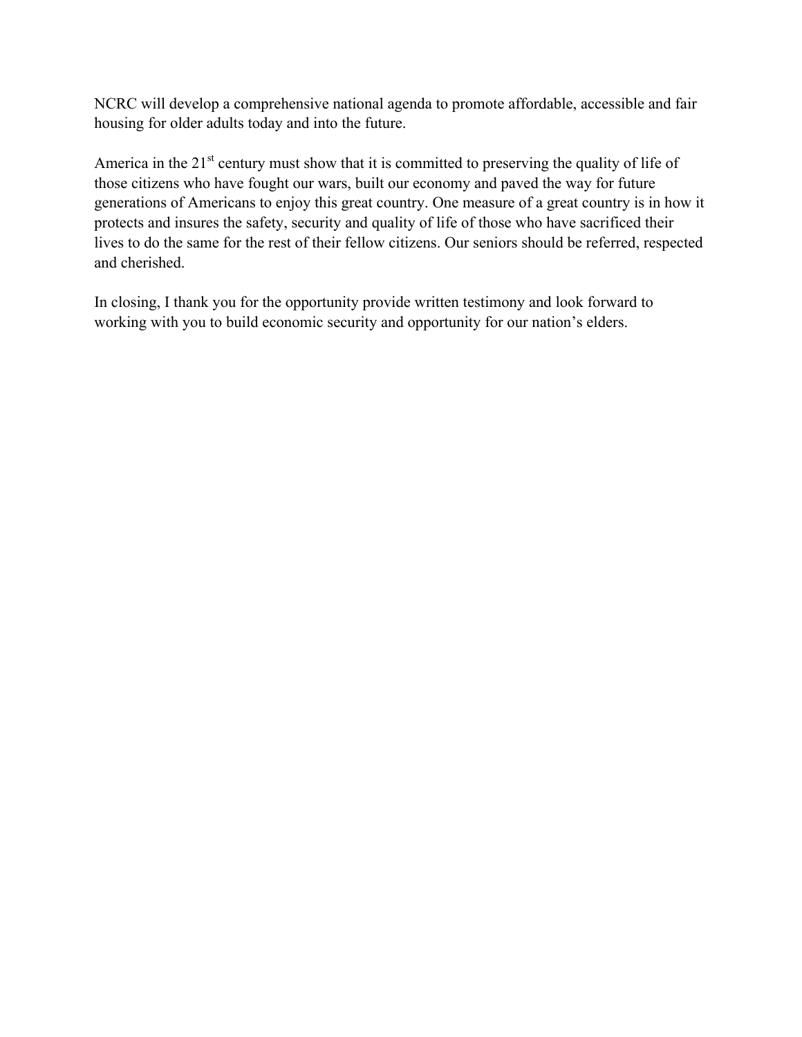NCRC will develop a comprehensive national agenda to promote affordable, accessible and fair housing for older adults today and into the future.

America in the 21st century must show that it is committed to preserving the quality of life of those citizens who have fought our wars, built our economy and paved the way for future generations of Americans to enjoy this great country. One measure of a great country is in how it protects and insures the safety, security and quality of life of those who have sacrificed their lives to do the same for the rest of their fellow citizens. Our seniors should be referred, respected and cherished.

In closing, I thank you for the opportunity provide written testimony and look forward to working with you to build economic security and opportunity for our nation's elders.